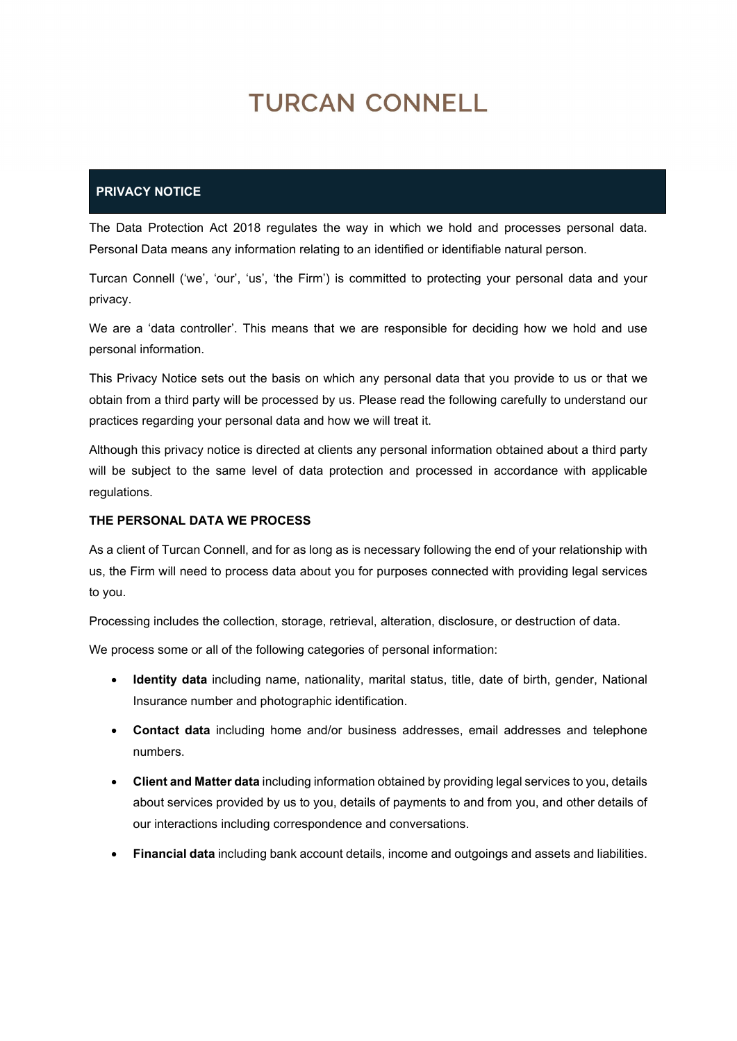# TURCAN CONNELL

## PRIVACY NOTICE

The Data Protection Act 2018 regulates the way in which we hold and processes personal data. Personal Data means any information relating to an identified or identifiable natural person.

Turcan Connell ('we', 'our', 'us', 'the Firm') is committed to protecting your personal data and your privacy.

We are a 'data controller'. This means that we are responsible for deciding how we hold and use personal information.

This Privacy Notice sets out the basis on which any personal data that you provide to us or that we obtain from a third party will be processed by us. Please read the following carefully to understand our practices regarding your personal data and how we will treat it.

Although this privacy notice is directed at clients any personal information obtained about a third party will be subject to the same level of data protection and processed in accordance with applicable regulations.

### THE PERSONAL DATA WE PROCESS

As a client of Turcan Connell, and for as long as is necessary following the end of your relationship with us, the Firm will need to process data about you for purposes connected with providing legal services to you.

Processing includes the collection, storage, retrieval, alteration, disclosure, or destruction of data.

We process some or all of the following categories of personal information:

- **Identity data** including name, nationality, marital status, title, date of birth, gender, National Insurance number and photographic identification.
- **Contact data** including home and/or business addresses, email addresses and telephone numbers.
- **Client and Matter data** including information obtained by providing legal services to you, details about services provided by us to you, details of payments to and from you, and other details of our interactions including correspondence and conversations.
- **Financial data** including bank account details, income and outgoings and assets and liabilities.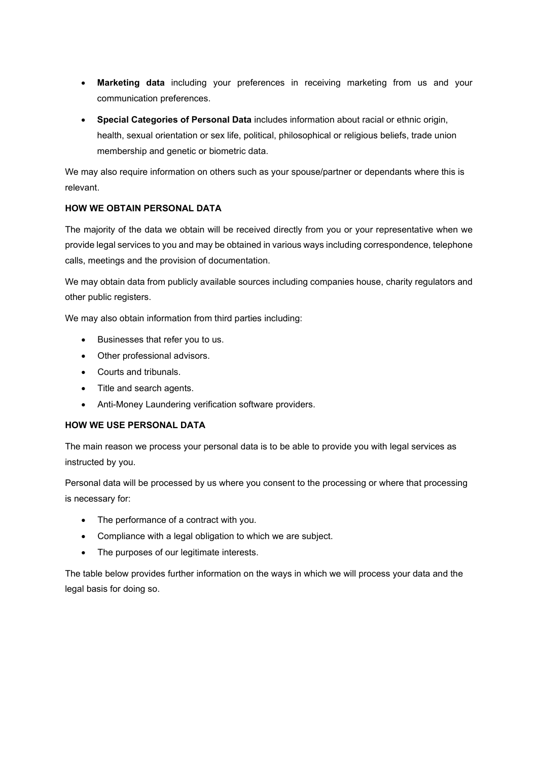- **Marketing data** including your preferences in receiving marketing from us and your communication preferences.
- **Special Categories of Personal Data** includes information about racial or ethnic origin, health, sexual orientation or sex life, political, philosophical or religious beliefs, trade union membership and genetic or biometric data.

We may also require information on others such as your spouse/partner or dependants where this is relevant.

**HOW WE OBTAIN PERSONAL DATA**

The majority of the data we obtain will be received directly from you or your representative when we provide legal services to you and may be obtained in various ways including correspondence, telephone calls, meetings and the provision of documentation.

We may obtain data from publicly available sources including companies house, charity regulators and other public registers.

We may also obtain information from third parties including:

- Businesses that refer you to us.
- Other professional advisors.
- Courts and tribunals.
- Title and search agents.
- Anti-Money Laundering verification software providers.

**HOW WE USE PERSONAL DATA**

The main reason we process your personal data is to be able to provide you with legal services as instructed by you.

Personal data will be processed by us where you consent to the processing or where that processing is necessary for:

- The performance of a contract with you.
- Compliance with a legal obligation to which we are subject.
- The purposes of our legitimate interests.

The table below provides further information on the ways in which we will process your data and the legal basis for doing so.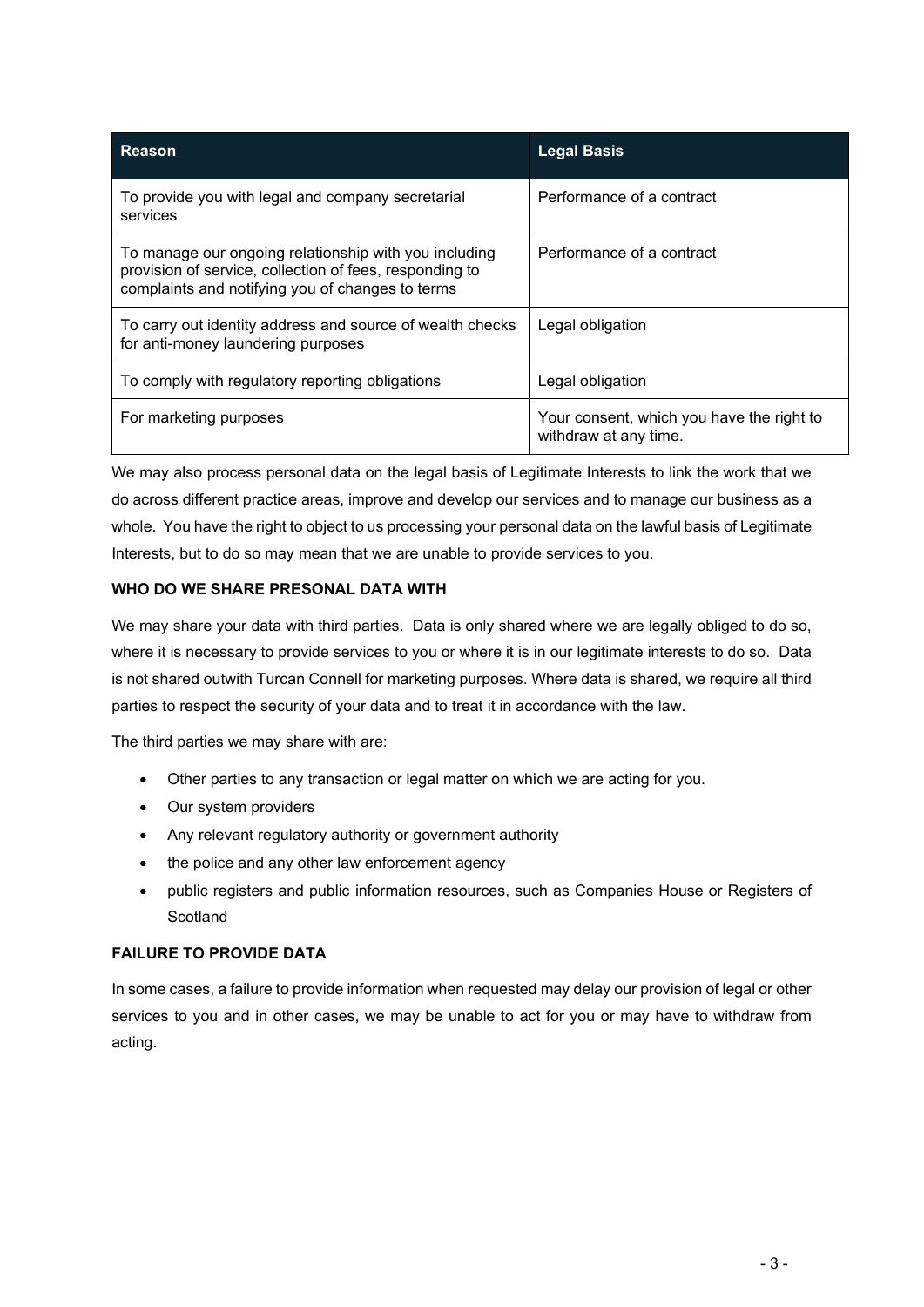| Reason | Legal Basis |
| --- | --- |
| To provide you with legal and company secretarial services | Performance of a contract |
| To manage our ongoing relationship with you including provision of service, collection of fees, responding to complaints and notifying you of changes to terms | Performance of a contract |
| To carry out identity address and source of wealth checks for anti-money laundering purposes | Legal obligation |
| To comply with regulatory reporting obligations | Legal obligation |
| For marketing purposes | Your consent, which you have the right to withdraw at any time. |

We may also process personal data on the legal basis of Legitimate Interests to link the work that we do across different practice areas, improve and develop our services and to manage our business as a whole. You have the right to object to us processing your personal data on the lawful basis of Legitimate Interests, but to do so may mean that we are unable to provide services to you.

**WHO DO WE SHARE PRESONAL DATA WITH**

We may share your data with third parties. Data is only shared where we are legally obliged to do so, where it is necessary to provide services to you or where it is in our legitimate interests to do so. Data is not shared outwith Turcan Connell for marketing purposes. Where data is shared, we require all third parties to respect the security of your data and to treat it in accordance with the law.

The third parties we may share with are:

- Other parties to any transaction or legal matter on which we are acting for you.
- Our system providers
- Any relevant regulatory authority or government authority
- the police and any other law enforcement agency
- public registers and public information resources, such as Companies House or Registers of Scotland

**FAILURE TO PROVIDE DATA**

In some cases, a failure to provide information when requested may delay our provision of legal or other services to you and in other cases, we may be unable to act for you or may have to withdraw from acting.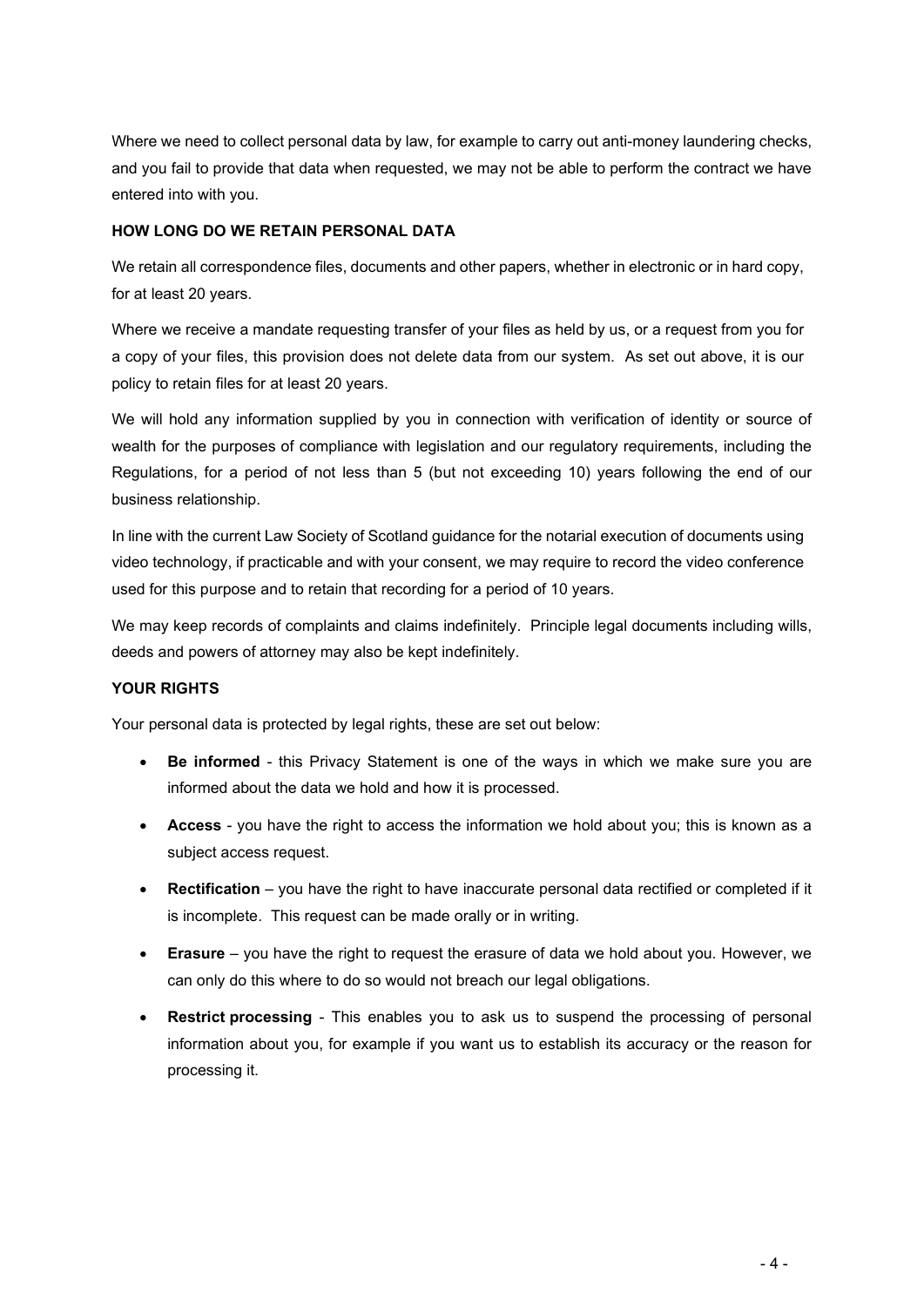Where we need to collect personal data by law, for example to carry out anti-money laundering checks, and you fail to provide that data when requested, we may not be able to perform the contract we have entered into with you.

**HOW LONG DO WE RETAIN PERSONAL DATA**

We retain all correspondence files, documents and other papers, whether in electronic or in hard copy, for at least 20 years.

Where we receive a mandate requesting transfer of your files as held by us, or a request from you for a copy of your files, this provision does not delete data from our system. As set out above, it is our policy to retain files for at least 20 years.

We will hold any information supplied by you in connection with verification of identity or source of wealth for the purposes of compliance with legislation and our regulatory requirements, including the Regulations, for a period of not less than 5 (but not exceeding 10) years following the end of our business relationship.

In line with the current Law Society of Scotland guidance for the notarial execution of documents using video technology, if practicable and with your consent, we may require to record the video conference used for this purpose and to retain that recording for a period of 10 years.

We may keep records of complaints and claims indefinitely. Principle legal documents including wills, deeds and powers of attorney may also be kept indefinitely.

**YOUR RIGHTS**

Your personal data is protected by legal rights, these are set out below:

- **Be informed** - this Privacy Statement is one of the ways in which we make sure you are informed about the data we hold and how it is processed.
- **Access** - you have the right to access the information we hold about you; this is known as a subject access request.
- **Rectification** – you have the right to have inaccurate personal data rectified or completed if it is incomplete. This request can be made orally or in writing.
- **Erasure** – you have the right to request the erasure of data we hold about you. However, we can only do this where to do so would not breach our legal obligations.
- **Restrict processing** - This enables you to ask us to suspend the processing of personal information about you, for example if you want us to establish its accuracy or the reason for processing it.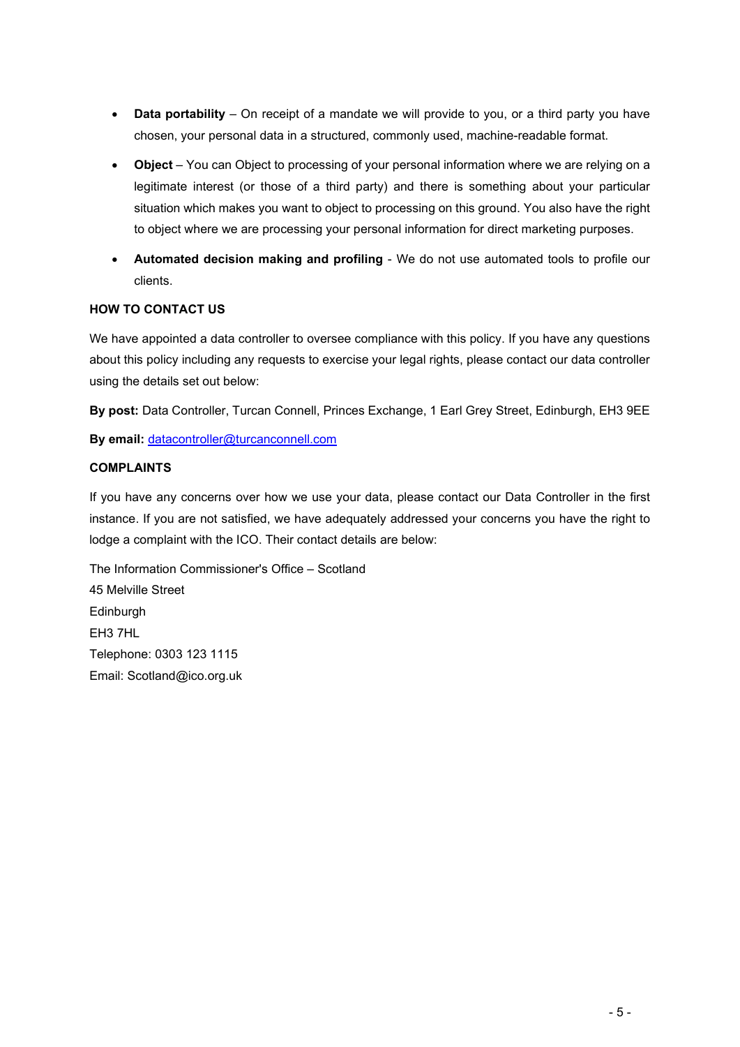- **Data portability** – On receipt of a mandate we will provide to you, or a third party you have chosen, your personal data in a structured, commonly used, machine-readable format.
- **Object** – You can Object to processing of your personal information where we are relying on a legitimate interest (or those of a third party) and there is something about your particular situation which makes you want to object to processing on this ground. You also have the right to object where we are processing your personal information for direct marketing purposes.
- **Automated decision making and profiling** - We do not use automated tools to profile our clients.

## HOW TO CONTACT US

We have appointed a data controller to oversee compliance with this policy. If you have any questions about this policy including any requests to exercise your legal rights, please contact our data controller using the details set out below:

**By post:** Data Controller, Turcan Connell, Princes Exchange, 1 Earl Grey Street, Edinburgh, EH3 9EE

**By email:** datacontroller@turcanconnell.com

## COMPLAINTS

If you have any concerns over how we use your data, please contact our Data Controller in the first instance. If you are not satisfied, we have adequately addressed your concerns you have the right to lodge a complaint with the ICO. Their contact details are below:

The Information Commissioner's Office – Scotland
45 Melville Street
Edinburgh
EH3 7HL
Telephone: 0303 123 1115
Email: Scotland@ico.org.uk